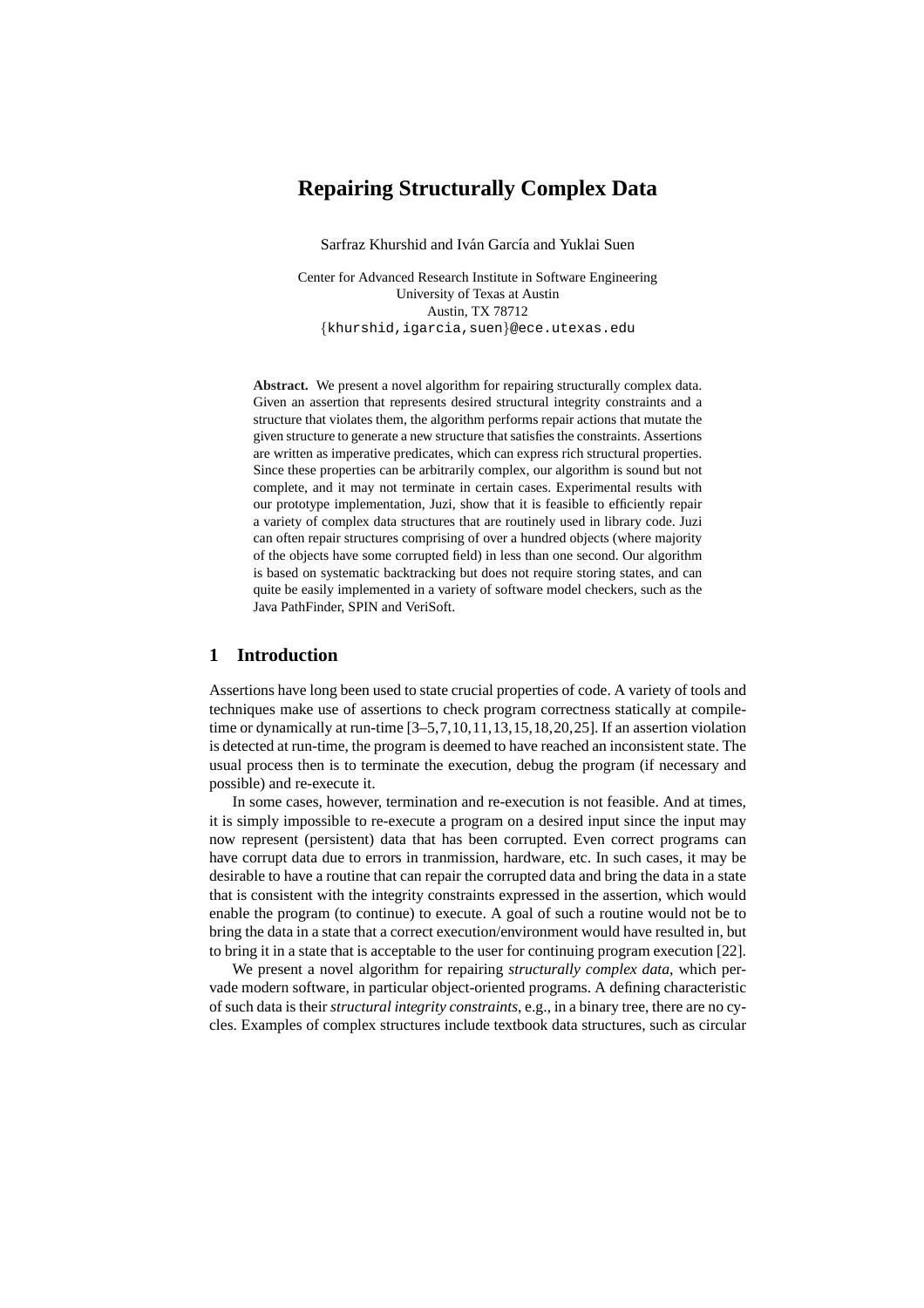# Repairing Structurally Complex Data

Sarfraz Khurshid and Iván García and Yuklai Suen

Center for Advanced Research Institute in Software Engineering
University of Texas at Austin
Austin, TX 78712
{khurshid,igarcia,suen}@ece.utexas.edu

**Abstract.** We present a novel algorithm for repairing structurally complex data. Given an assertion that represents desired structural integrity constraints and a structure that violates them, the algorithm performs repair actions that mutate the given structure to generate a new structure that satisfies the constraints. Assertions are written as imperative predicates, which can express rich structural properties. Since these properties can be arbitrarily complex, our algorithm is sound but not complete, and it may not terminate in certain cases. Experimental results with our prototype implementation, Juzi, show that it is feasible to efficiently repair a variety of complex data structures that are routinely used in library code. Juzi can often repair structures comprising of over a hundred objects (where majority of the objects have some corrupted field) in less than one second. Our algorithm is based on systematic backtracking but does not require storing states, and can quite be easily implemented in a variety of software model checkers, such as the Java PathFinder, SPIN and VeriSoft.

## 1 Introduction

Assertions have long been used to state crucial properties of code. A variety of tools and techniques make use of assertions to check program correctness statically at compile-time or dynamically at run-time [3–5,7,10,11,13,15,18,20,25]. If an assertion violation is detected at run-time, the program is deemed to have reached an inconsistent state. The usual process then is to terminate the execution, debug the program (if necessary and possible) and re-execute it.

In some cases, however, termination and re-execution is not feasible. And at times, it is simply impossible to re-execute a program on a desired input since the input may now represent (persistent) data that has been corrupted. Even correct programs can have corrupt data due to errors in tranmission, hardware, etc. In such cases, it may be desirable to have a routine that can repair the corrupted data and bring the data in a state that is consistent with the integrity constraints expressed in the assertion, which would enable the program (to continue) to execute. A goal of such a routine would not be to bring the data in a state that a correct execution/environment would have resulted in, but to bring it in a state that is acceptable to the user for continuing program execution [22].

We present a novel algorithm for repairing *structurally complex data*, which pervade modern software, in particular object-oriented programs. A defining characteristic of such data is their *structural integrity constraints*, e.g., in a binary tree, there are no cycles. Examples of complex structures include textbook data structures, such as circular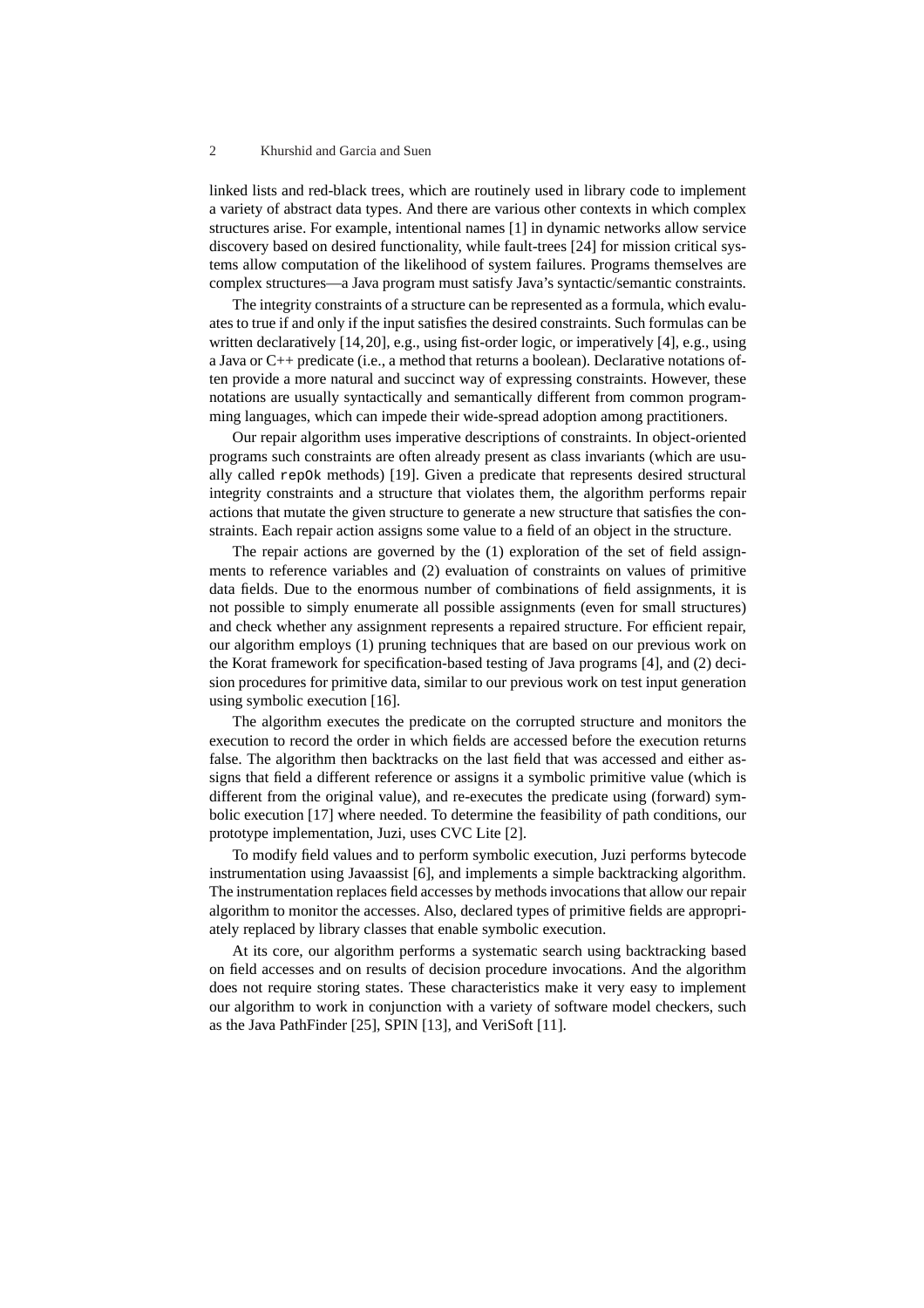linked lists and red-black trees, which are routinely used in library code to implement a variety of abstract data types. And there are various other contexts in which complex structures arise. For example, intentional names [1] in dynamic networks allow service discovery based on desired functionality, while fault-trees [24] for mission critical systems allow computation of the likelihood of system failures. Programs themselves are complex structures—a Java program must satisfy Java's syntactic/semantic constraints.

The integrity constraints of a structure can be represented as a formula, which evaluates to true if and only if the input satisfies the desired constraints. Such formulas can be written declaratively [14,20], e.g., using fist-order logic, or imperatively [4], e.g., using a Java or C++ predicate (i.e., a method that returns a boolean). Declarative notations often provide a more natural and succinct way of expressing constraints. However, these notations are usually syntactically and semantically different from common programming languages, which can impede their wide-spread adoption among practitioners.

Our repair algorithm uses imperative descriptions of constraints. In object-oriented programs such constraints are often already present as class invariants (which are usually called `repOk` methods) [19]. Given a predicate that represents desired structural integrity constraints and a structure that violates them, the algorithm performs repair actions that mutate the given structure to generate a new structure that satisfies the constraints. Each repair action assigns some value to a field of an object in the structure.

The repair actions are governed by the (1) exploration of the set of field assignments to reference variables and (2) evaluation of constraints on values of primitive data fields. Due to the enormous number of combinations of field assignments, it is not possible to simply enumerate all possible assignments (even for small structures) and check whether any assignment represents a repaired structure. For efficient repair, our algorithm employs (1) pruning techniques that are based on our previous work on the Korat framework for specification-based testing of Java programs [4], and (2) decision procedures for primitive data, similar to our previous work on test input generation using symbolic execution [16].

The algorithm executes the predicate on the corrupted structure and monitors the execution to record the order in which fields are accessed before the execution returns false. The algorithm then backtracks on the last field that was accessed and either assigns that field a different reference or assigns it a symbolic primitive value (which is different from the original value), and re-executes the predicate using (forward) symbolic execution [17] where needed. To determine the feasibility of path conditions, our prototype implementation, Juzi, uses CVC Lite [2].

To modify field values and to perform symbolic execution, Juzi performs bytecode instrumentation using Javaassist [6], and implements a simple backtracking algorithm. The instrumentation replaces field accesses by methods invocations that allow our repair algorithm to monitor the accesses. Also, declared types of primitive fields are appropriately replaced by library classes that enable symbolic execution.

At its core, our algorithm performs a systematic search using backtracking based on field accesses and on results of decision procedure invocations. And the algorithm does not require storing states. These characteristics make it very easy to implement our algorithm to work in conjunction with a variety of software model checkers, such as the Java PathFinder [25], SPIN [13], and VeriSoft [11].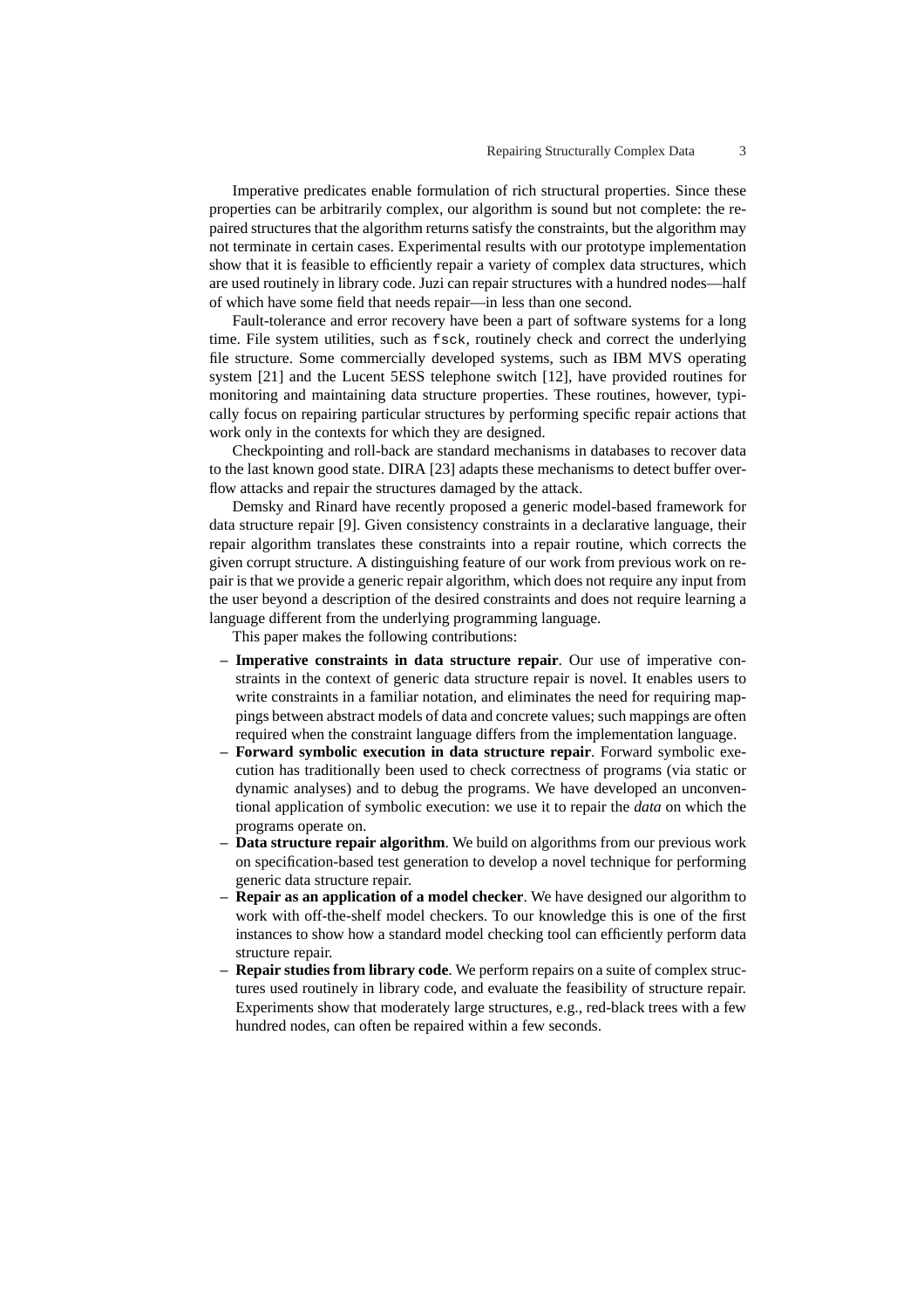Imperative predicates enable formulation of rich structural properties. Since these properties can be arbitrarily complex, our algorithm is sound but not complete: the repaired structures that the algorithm returns satisfy the constraints, but the algorithm may not terminate in certain cases. Experimental results with our prototype implementation show that it is feasible to efficiently repair a variety of complex data structures, which are used routinely in library code. Juzi can repair structures with a hundred nodes—half of which have some field that needs repair—in less than one second.

Fault-tolerance and error recovery have been a part of software systems for a long time. File system utilities, such as `fsck`, routinely check and correct the underlying file structure. Some commercially developed systems, such as IBM MVS operating system [21] and the Lucent 5ESS telephone switch [12], have provided routines for monitoring and maintaining data structure properties. These routines, however, typically focus on repairing particular structures by performing specific repair actions that work only in the contexts for which they are designed.

Checkpointing and roll-back are standard mechanisms in databases to recover data to the last known good state. DIRA [23] adapts these mechanisms to detect buffer overflow attacks and repair the structures damaged by the attack.

Demsky and Rinard have recently proposed a generic model-based framework for data structure repair [9]. Given consistency constraints in a declarative language, their repair algorithm translates these constraints into a repair routine, which corrects the given corrupt structure. A distinguishing feature of our work from previous work on repair is that we provide a generic repair algorithm, which does not require any input from the user beyond a description of the desired constraints and does not require learning a language different from the underlying programming language.

This paper makes the following contributions:

- **Imperative constraints in data structure repair**. Our use of imperative constraints in the context of generic data structure repair is novel. It enables users to write constraints in a familiar notation, and eliminates the need for requiring mappings between abstract models of data and concrete values; such mappings are often required when the constraint language differs from the implementation language.
- **Forward symbolic execution in data structure repair**. Forward symbolic execution has traditionally been used to check correctness of programs (via static or dynamic analyses) and to debug the programs. We have developed an unconventional application of symbolic execution: we use it to repair the *data* on which the programs operate on.
- **Data structure repair algorithm**. We build on algorithms from our previous work on specification-based test generation to develop a novel technique for performing generic data structure repair.
- **Repair as an application of a model checker**. We have designed our algorithm to work with off-the-shelf model checkers. To our knowledge this is one of the first instances to show how a standard model checking tool can efficiently perform data structure repair.
- **Repair studies from library code**. We perform repairs on a suite of complex structures used routinely in library code, and evaluate the feasibility of structure repair. Experiments show that moderately large structures, e.g., red-black trees with a few hundred nodes, can often be repaired within a few seconds.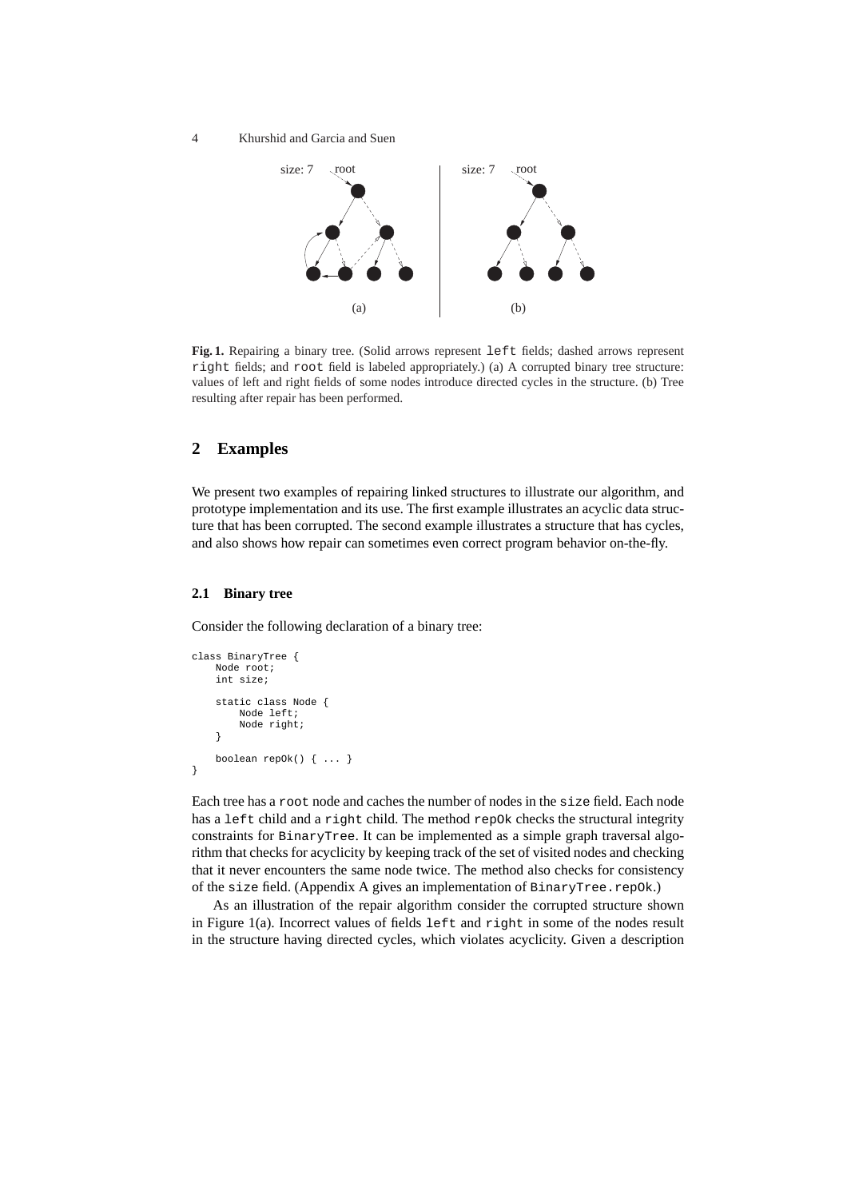**Fig. 1.** Repairing a binary tree. (Solid arrows represent `left` fields; dashed arrows represent `right` fields; and `root` field is labeled appropriately.) (a) A corrupted binary tree structure: values of left and right fields of some nodes introduce directed cycles in the structure. (b) Tree resulting after repair has been performed.

## 2 Examples

We present two examples of repairing linked structures to illustrate our algorithm, and prototype implementation and its use. The first example illustrates an acyclic data structure that has been corrupted. The second example illustrates a structure that has cycles, and also shows how repair can sometimes even correct program behavior on-the-fly.

### 2.1 Binary tree

Consider the following declaration of a binary tree:

```
class BinaryTree {
    Node root;
    int size;

    static class Node {
        Node left;
        Node right;
    }

    boolean repOk() { ... }
}
```

Each tree has a `root` node and caches the number of nodes in the `size` field. Each node has a `left` child and a `right` child. The method `repOk` checks the structural integrity constraints for `BinaryTree`. It can be implemented as a simple graph traversal algorithm that checks for acyclicity by keeping track of the set of visited nodes and checking that it never encounters the same node twice. The method also checks for consistency of the `size` field. (Appendix A gives an implementation of `BinaryTree.repOk`.)

As an illustration of the repair algorithm consider the corrupted structure shown in Figure 1(a). Incorrect values of fields `left` and `right` in some of the nodes result in the structure having directed cycles, which violates acyclicity. Given a description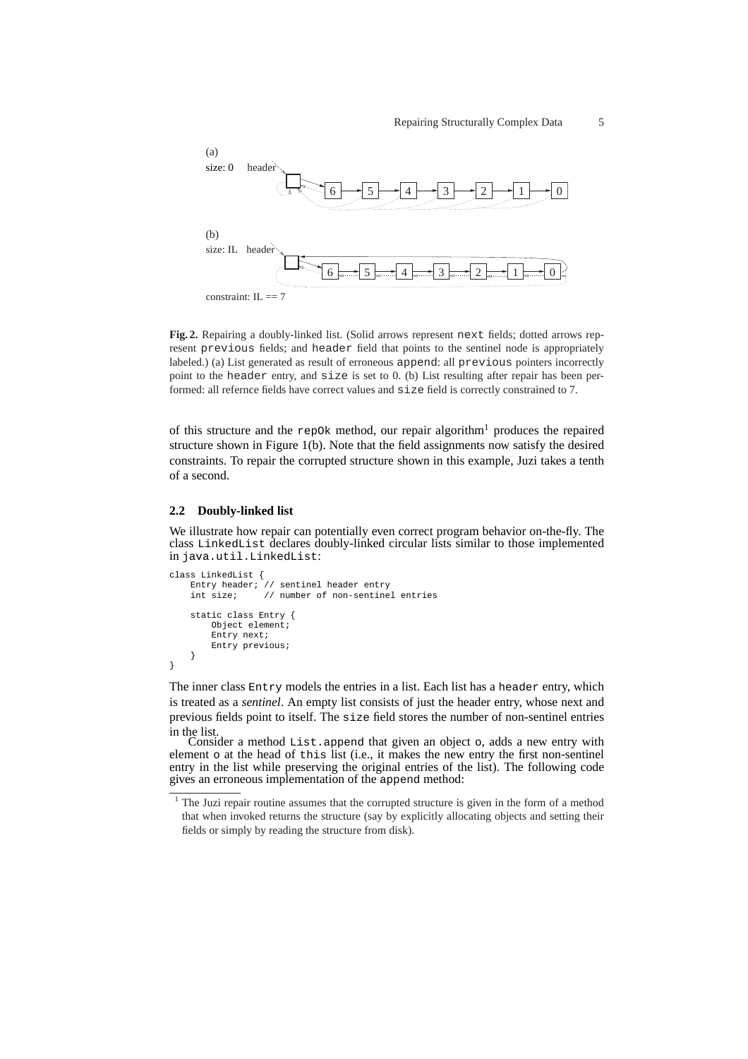(a)
size: 0 header

(b)
size: IL header

constraint: IL == 7

**Fig. 2.** Repairing a doubly-linked list. (Solid arrows represent `next` fields; dotted arrows represent `previous` fields; and `header` field that points to the sentinel node is appropriately labeled.) (a) List generated as result of erroneous `append`: all `previous` pointers incorrectly point to the `header` entry, and `size` is set to 0. (b) List resulting after repair has been performed: all refernce fields have correct values and `size` field is correctly constrained to 7.

of this structure and the `repOk` method, our repair algorithm[1] produces the repaired structure shown in Figure 1(b). Note that the field assignments now satisfy the desired constraints. To repair the corrupted structure shown in this example, Juzi takes a tenth of a second.

### 2.2 Doubly-linked list

We illustrate how repair can potentially even correct program behavior on-the-fly. The class `LinkedList` declares doubly-linked circular lists similar to those implemented in `java.util.LinkedList`:

```
class LinkedList {
    Entry header; // sentinel header entry
    int size;     // number of non-sentinel entries

    static class Entry {
        Object element;
        Entry next;
        Entry previous;
    }
}
```

The inner class `Entry` models the entries in a list. Each list has a `header` entry, which is treated as a *sentinel*. An empty list consists of just the header entry, whose next and previous fields point to itself. The `size` field stores the number of non-sentinel entries in the list.

Consider a method `List.append` that given an object `o`, adds a new entry with element `o` at the head of `this` list (i.e., it makes the new entry the first non-sentinel entry in the list while preserving the original entries of the list). The following code gives an erroneous implementation of the `append` method:

[1] The Juzi repair routine assumes that the corrupted structure is given in the form of a method that when invoked returns the structure (say by explicitly allocating objects and setting their fields or simply by reading the structure from disk).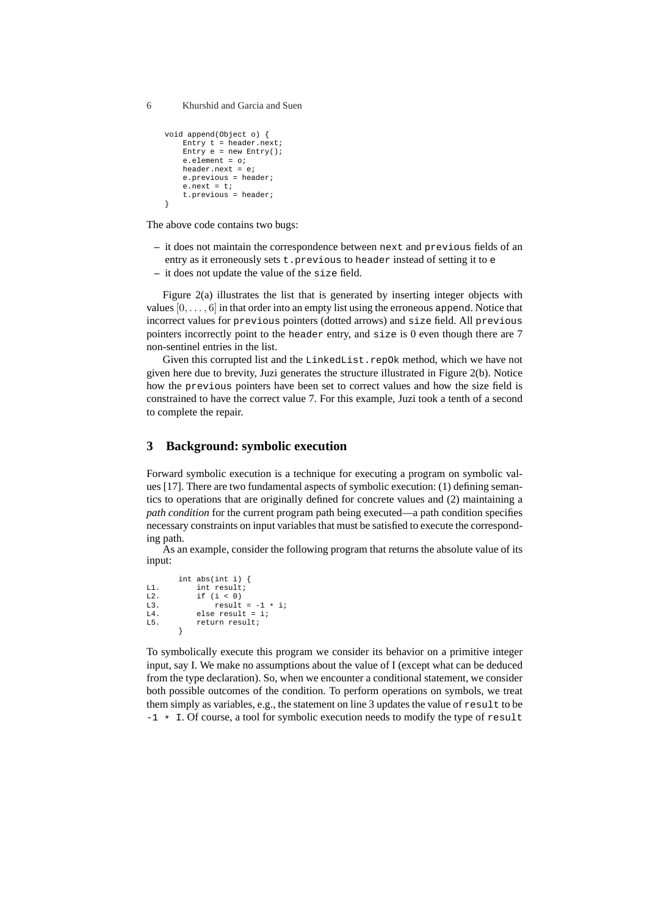```
void append(Object o) {
    Entry t = header.next;
    Entry e = new Entry();
    e.element = o;
    header.next = e;
    e.previous = header;
    e.next = t;
    t.previous = header;
}
```

The above code contains two bugs:

- it does not maintain the correspondence between `next` and `previous` fields of an entry as it erroneously sets `t.previous` to `header` instead of setting it to `e`
- it does not update the value of the `size` field.

Figure 2(a) illustrates the list that is generated by inserting integer objects with values $[0, \ldots, 6]$ in that order into an empty list using the erroneous `append`. Notice that incorrect values for `previous` pointers (dotted arrows) and `size` field. All `previous` pointers incorrectly point to the `header` entry, and `size` is 0 even though there are 7 non-sentinel entries in the list.

Given this corrupted list and the `LinkedList.repOk` method, which we have not given here due to brevity, Juzi generates the structure illustrated in Figure 2(b). Notice how the `previous` pointers have been set to correct values and how the size field is constrained to have the correct value 7. For this example, Juzi took a tenth of a second to complete the repair.

## 3 Background: symbolic execution

Forward symbolic execution is a technique for executing a program on symbolic values [17]. There are two fundamental aspects of symbolic execution: (1) defining semantics to operations that are originally defined for concrete values and (2) maintaining a *path condition* for the current program path being executed—a path condition specifies necessary constraints on input variables that must be satisfied to execute the corresponding path.

As an example, consider the following program that returns the absolute value of its input:

```
      int abs(int i) {
L1.       int result;
L2.       if (i < 0)
L3.           result = -1 * i;
L4.       else result = i;
L5.       return result;
      }
```

To symbolically execute this program we consider its behavior on a primitive integer input, say I. We make no assumptions about the value of I (except what can be deduced from the type declaration). So, when we encounter a conditional statement, we consider both possible outcomes of the condition. To perform operations on symbols, we treat them simply as variables, e.g., the statement on line 3 updates the value of `result` to be `-1 * I`. Of course, a tool for symbolic execution needs to modify the type of `result`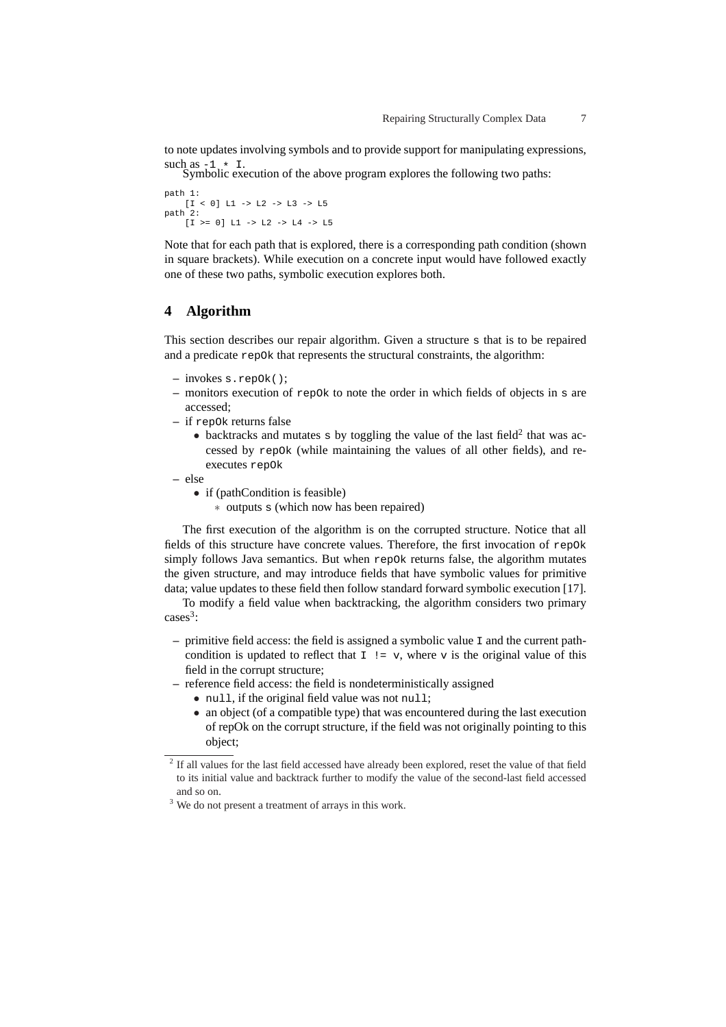to note updates involving symbols and to provide support for manipulating expressions, such as `-1 * I`.

Symbolic execution of the above program explores the following two paths:

```
path 1:
    [I < 0] L1 -> L2 -> L3 -> L5
path 2:
    [I >= 0] L1 -> L2 -> L4 -> L5
```

Note that for each path that is explored, there is a corresponding path condition (shown in square brackets). While execution on a concrete input would have followed exactly one of these two paths, symbolic execution explores both.

## 4 Algorithm

This section describes our repair algorithm. Given a structure `s` that is to be repaired and a predicate `repOk` that represents the structural constraints, the algorithm:

- invokes `s.repOk()`;
- monitors execution of `repOk` to note the order in which fields of objects in `s` are accessed;
- if `repOk` returns false
  - backtracks and mutates `s` by toggling the value of the last field[2] that was accessed by `repOk` (while maintaining the values of all other fields), and re-executes `repOk`
- else
  - if (pathCondition is feasible)
    - outputs `s` (which now has been repaired)

The first execution of the algorithm is on the corrupted structure. Notice that all fields of this structure have concrete values. Therefore, the first invocation of `repOk` simply follows Java semantics. But when `repOk` returns false, the algorithm mutates the given structure, and may introduce fields that have symbolic values for primitive data; value updates to these field then follow standard forward symbolic execution [17].

To modify a field value when backtracking, the algorithm considers two primary cases[3]:

- primitive field access: the field is assigned a symbolic value `I` and the current path-condition is updated to reflect that `I != v`, where `v` is the original value of this field in the corrupt structure;
- reference field access: the field is nondeterministically assigned
  - `null`, if the original field value was not `null`;
  - an object (of a compatible type) that was encountered during the last execution of repOk on the corrupt structure, if the field was not originally pointing to this object;

[2] If all values for the last field accessed have already been explored, reset the value of that field to its initial value and backtrack further to modify the value of the second-last field accessed and so on.

[3] We do not present a treatment of arrays in this work.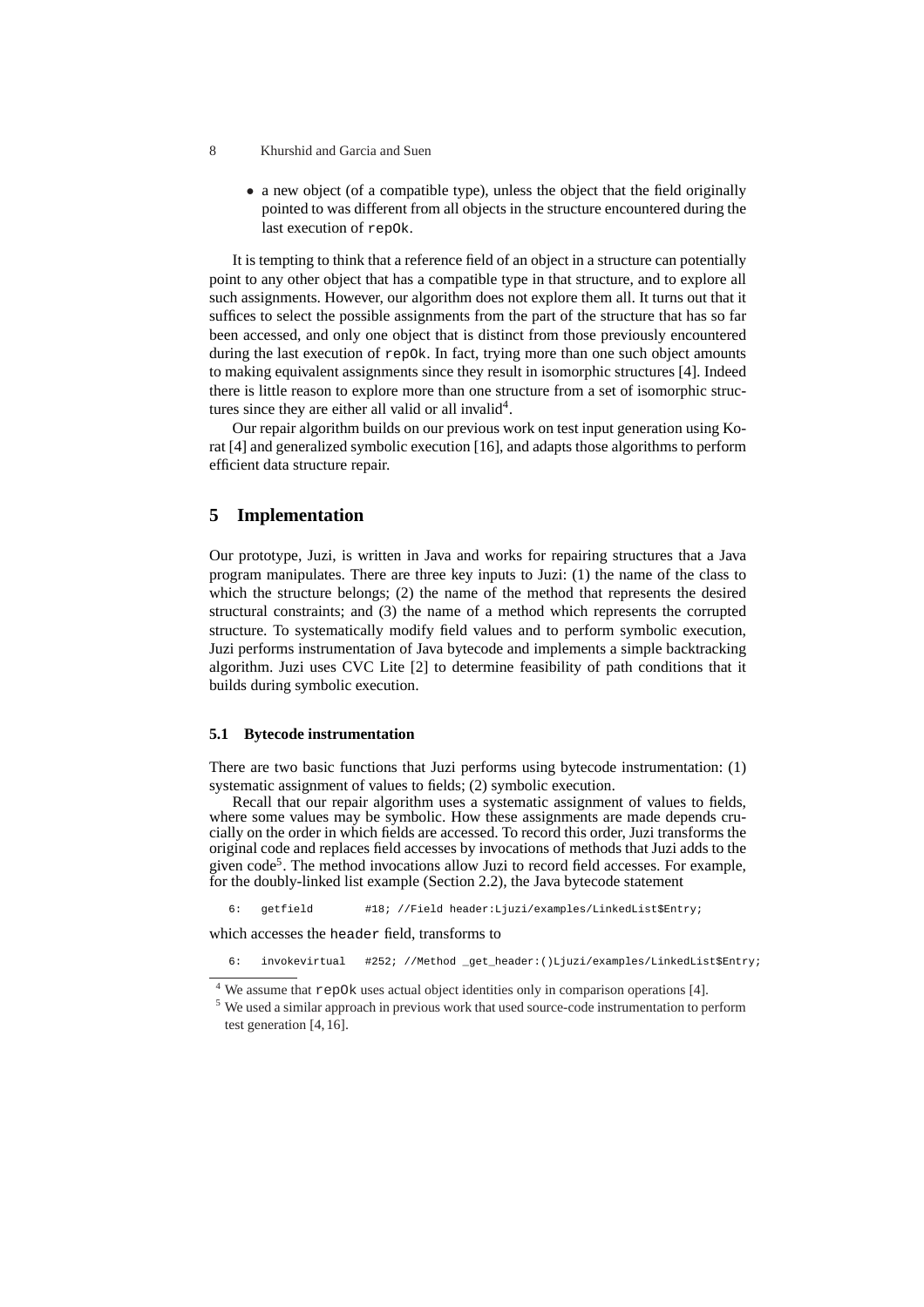- a new object (of a compatible type), unless the object that the field originally pointed to was different from all objects in the structure encountered during the last execution of `repOk`.

It is tempting to think that a reference field of an object in a structure can potentially point to any other object that has a compatible type in that structure, and to explore all such assignments. However, our algorithm does not explore them all. It turns out that it suffices to select the possible assignments from the part of the structure that has so far been accessed, and only one object that is distinct from those previously encountered during the last execution of `repOk`. In fact, trying more than one such object amounts to making equivalent assignments since they result in isomorphic structures [4]. Indeed there is little reason to explore more than one structure from a set of isomorphic structures since they are either all valid or all invalid[4].

Our repair algorithm builds on our previous work on test input generation using Korat [4] and generalized symbolic execution [16], and adapts those algorithms to perform efficient data structure repair.

## 5 Implementation

Our prototype, Juzi, is written in Java and works for repairing structures that a Java program manipulates. There are three key inputs to Juzi: (1) the name of the class to which the structure belongs; (2) the name of the method that represents the desired structural constraints; and (3) the name of a method which represents the corrupted structure. To systematically modify field values and to perform symbolic execution, Juzi performs instrumentation of Java bytecode and implements a simple backtracking algorithm. Juzi uses CVC Lite [2] to determine feasibility of path conditions that it builds during symbolic execution.

### 5.1 Bytecode instrumentation

There are two basic functions that Juzi performs using bytecode instrumentation: (1) systematic assignment of values to fields; (2) symbolic execution.

Recall that our repair algorithm uses a systematic assignment of values to fields, where some values may be symbolic. How these assignments are made depends crucially on the order in which fields are accessed. To record this order, Juzi transforms the original code and replaces field accesses by invocations of methods that Juzi adds to the given code[5]. The method invocations allow Juzi to record field accesses. For example, for the doubly-linked list example (Section 2.2), the Java bytecode statement

```
6:   getfield       #18; //Field header:Ljuzi/examples/LinkedList$Entry;
```

which accesses the `header` field, transforms to

```
6:   invokevirtual   #252; //Method _get_header:()Ljuzi/examples/LinkedList$Entry;
```

---

[4] We assume that `repOk` uses actual object identities only in comparison operations [4].

[5] We used a similar approach in previous work that used source-code instrumentation to perform test generation [4, 16].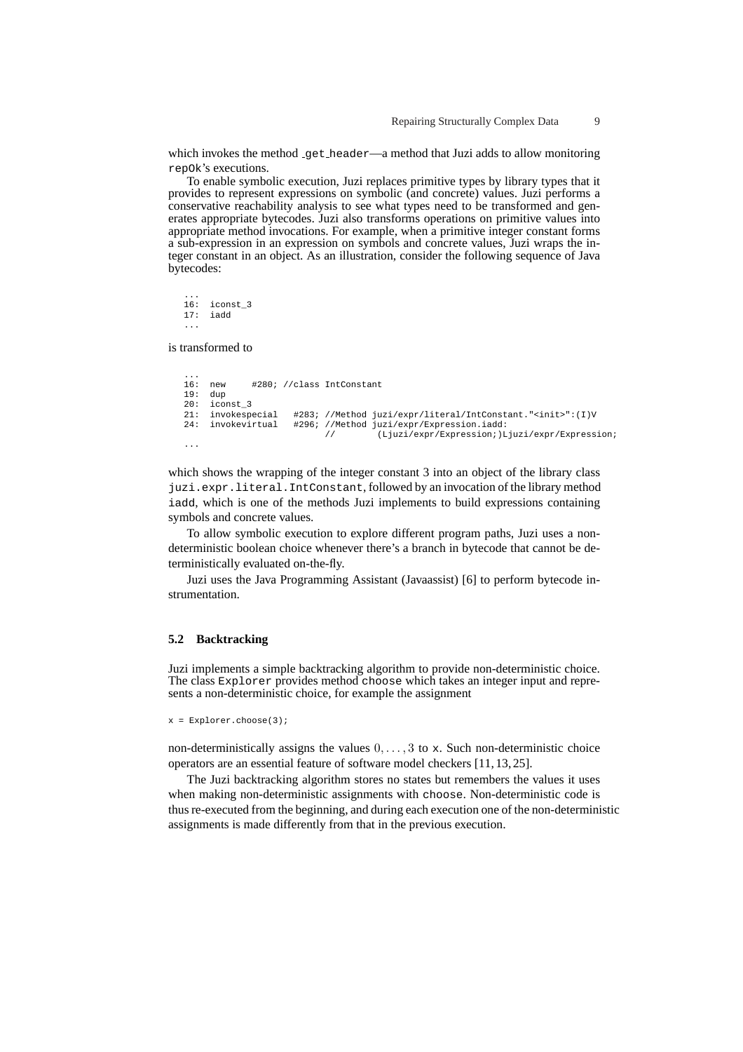which invokes the method `_get_header`—a method that Juzi adds to allow monitoring `repOk`'s executions.

To enable symbolic execution, Juzi replaces primitive types by library types that it provides to represent expressions on symbolic (and concrete) values. Juzi performs a conservative reachability analysis to see what types need to be transformed and generates appropriate bytecodes. Juzi also transforms operations on primitive values into appropriate method invocations. For example, when a primitive integer constant forms a sub-expression in an expression on symbols and concrete values, Juzi wraps the integer constant in an object. As an illustration, consider the following sequence of Java bytecodes:

```
...
16:  iconst_3
17:  iadd
...
```

is transformed to

```
...
16:  new     #280; //class IntConstant
19:  dup
20:  iconst_3
21:  invokespecial   #283; //Method juzi/expr/literal/IntConstant."<init>":(I)V
24:  invokevirtual   #296; //Method juzi/expr/Expression.iadd:
                           //        (Ljuzi/expr/Expression;)Ljuzi/expr/Expression;
...
```

which shows the wrapping of the integer constant 3 into an object of the library class `juzi.expr.literal.IntConstant`, followed by an invocation of the library method `iadd`, which is one of the methods Juzi implements to build expressions containing symbols and concrete values.

To allow symbolic execution to explore different program paths, Juzi uses a non-deterministic boolean choice whenever there's a branch in bytecode that cannot be deterministically evaluated on-the-fly.

Juzi uses the Java Programming Assistant (Javaassist) [6] to perform bytecode instrumentation.

### 5.2 Backtracking

Juzi implements a simple backtracking algorithm to provide non-deterministic choice. The class `Explorer` provides method `choose` which takes an integer input and represents a non-deterministic choice, for example the assignment

```
x = Explorer.choose(3);
```

non-deterministically assigns the values $0, \ldots, 3$ to `x`. Such non-deterministic choice operators are an essential feature of software model checkers [11, 13, 25].

The Juzi backtracking algorithm stores no states but remembers the values it uses when making non-deterministic assignments with `choose`. Non-deterministic code is thus re-executed from the beginning, and during each execution one of the non-deterministic assignments is made differently from that in the previous execution.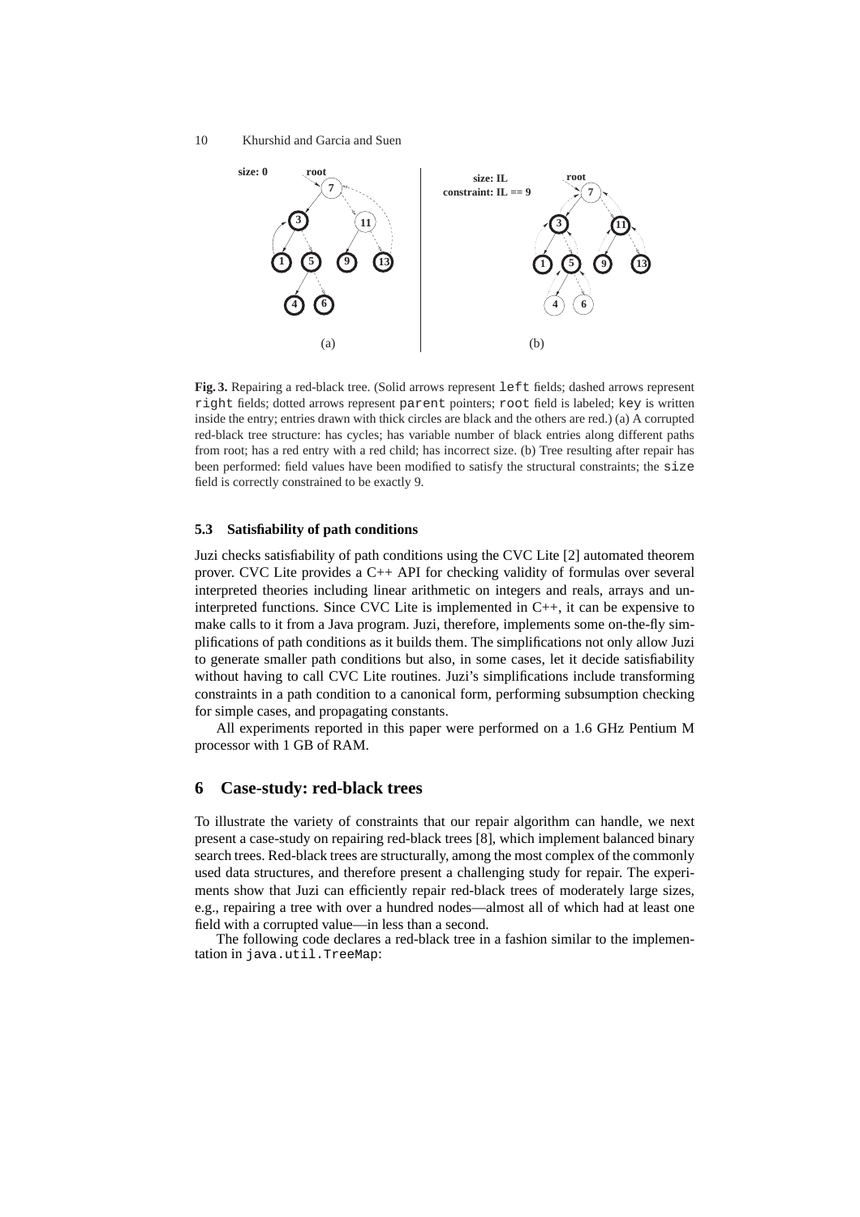**Fig. 3.** Repairing a red-black tree. (Solid arrows represent `left` fields; dashed arrows represent `right` fields; dotted arrows represent `parent` pointers; `root` field is labeled; `key` is written inside the entry; entries drawn with thick circles are black and the others are red.) (a) A corrupted red-black tree structure: has cycles; has variable number of black entries along different paths from root; has a red entry with a red child; has incorrect size. (b) Tree resulting after repair has been performed: field values have been modified to satisfy the structural constraints; the `size` field is correctly constrained to be exactly 9.

### 5.3 Satisfiability of path conditions

Juzi checks satisfiability of path conditions using the CVC Lite [2] automated theorem prover. CVC Lite provides a C++ API for checking validity of formulas over several interpreted theories including linear arithmetic on integers and reals, arrays and uninterpreted functions. Since CVC Lite is implemented in C++, it can be expensive to make calls to it from a Java program. Juzi, therefore, implements some on-the-fly simplifications of path conditions as it builds them. The simplifications not only allow Juzi to generate smaller path conditions but also, in some cases, let it decide satisfiability without having to call CVC Lite routines. Juzi's simplifications include transforming constraints in a path condition to a canonical form, performing subsumption checking for simple cases, and propagating constants.

All experiments reported in this paper were performed on a 1.6 GHz Pentium M processor with 1 GB of RAM.

## 6 Case-study: red-black trees

To illustrate the variety of constraints that our repair algorithm can handle, we next present a case-study on repairing red-black trees [8], which implement balanced binary search trees. Red-black trees are structurally, among the most complex of the commonly used data structures, and therefore present a challenging study for repair. The experiments show that Juzi can efficiently repair red-black trees of moderately large sizes, e.g., repairing a tree with over a hundred nodes—almost all of which had at least one field with a corrupted value—in less than a second.

The following code declares a red-black tree in a fashion similar to the implementation in `java.util.TreeMap`: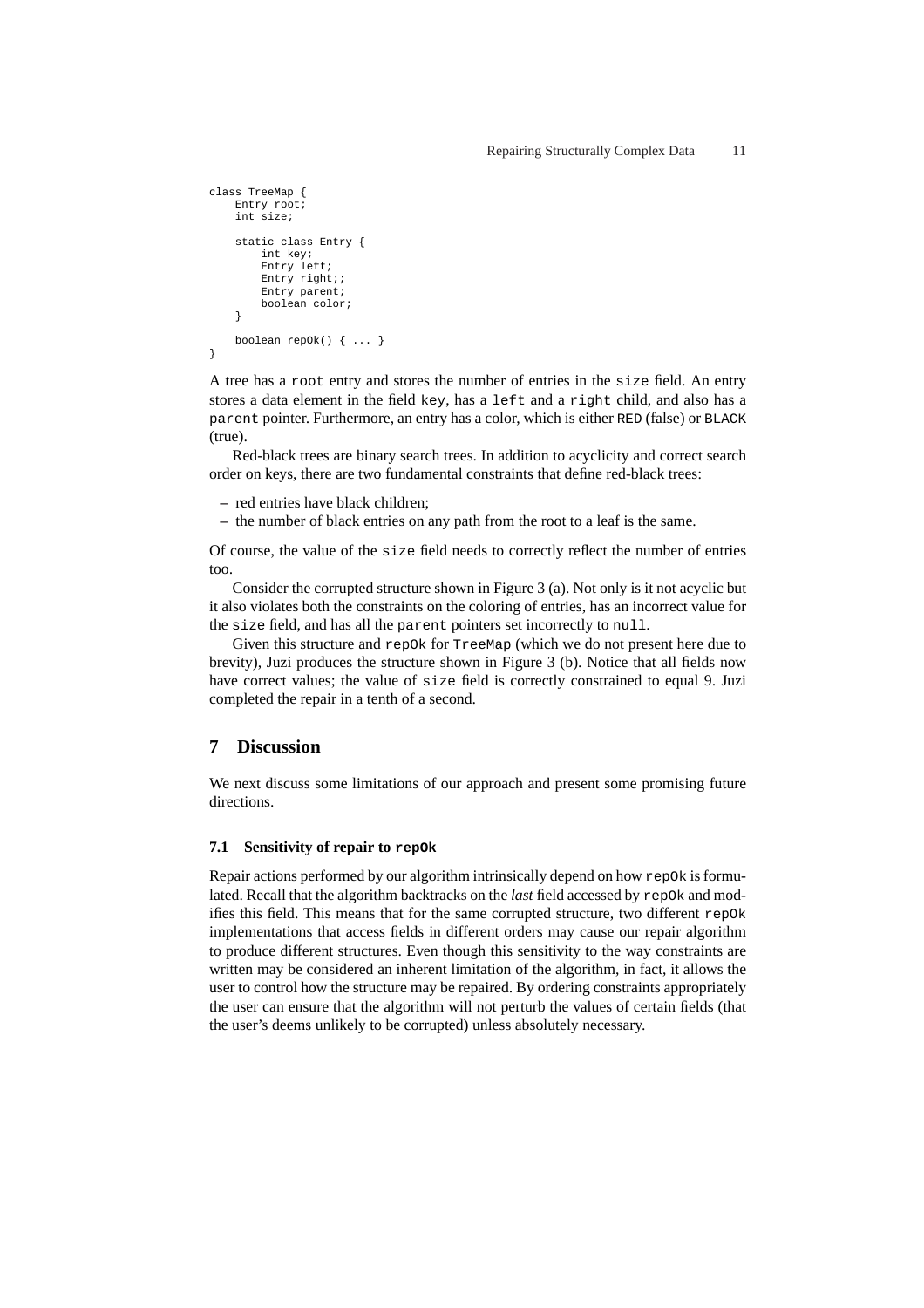```
class TreeMap {
    Entry root;
    int size;

    static class Entry {
        int key;
        Entry left;
        Entry right;;
        Entry parent;
        boolean color;
    }

    boolean repOk() { ... }
}
```

A tree has a `root` entry and stores the number of entries in the `size` field. An entry stores a data element in the field `key`, has a `left` and a `right` child, and also has a `parent` pointer. Furthermore, an entry has a color, which is either `RED` (false) or `BLACK` (true).

Red-black trees are binary search trees. In addition to acyclicity and correct search order on keys, there are two fundamental constraints that define red-black trees:

– red entries have black children;
– the number of black entries on any path from the root to a leaf is the same.

Of course, the value of the `size` field needs to correctly reflect the number of entries too.

Consider the corrupted structure shown in Figure 3 (a). Not only is it not acyclic but it also violates both the constraints on the coloring of entries, has an incorrect value for the `size` field, and has all the `parent` pointers set incorrectly to `null`.

Given this structure and `repOk` for `TreeMap` (which we do not present here due to brevity), Juzi produces the structure shown in Figure 3 (b). Notice that all fields now have correct values; the value of `size` field is correctly constrained to equal 9. Juzi completed the repair in a tenth of a second.

## 7 Discussion

We next discuss some limitations of our approach and present some promising future directions.

### 7.1 Sensitivity of repair to `repOk`

Repair actions performed by our algorithm intrinsically depend on how `repOk` is formulated. Recall that the algorithm backtracks on the *last* field accessed by `repOk` and modifies this field. This means that for the same corrupted structure, two different `repOk` implementations that access fields in different orders may cause our repair algorithm to produce different structures. Even though this sensitivity to the way constraints are written may be considered an inherent limitation of the algorithm, in fact, it allows the user to control how the structure may be repaired. By ordering constraints appropriately the user can ensure that the algorithm will not perturb the values of certain fields (that the user's deems unlikely to be corrupted) unless absolutely necessary.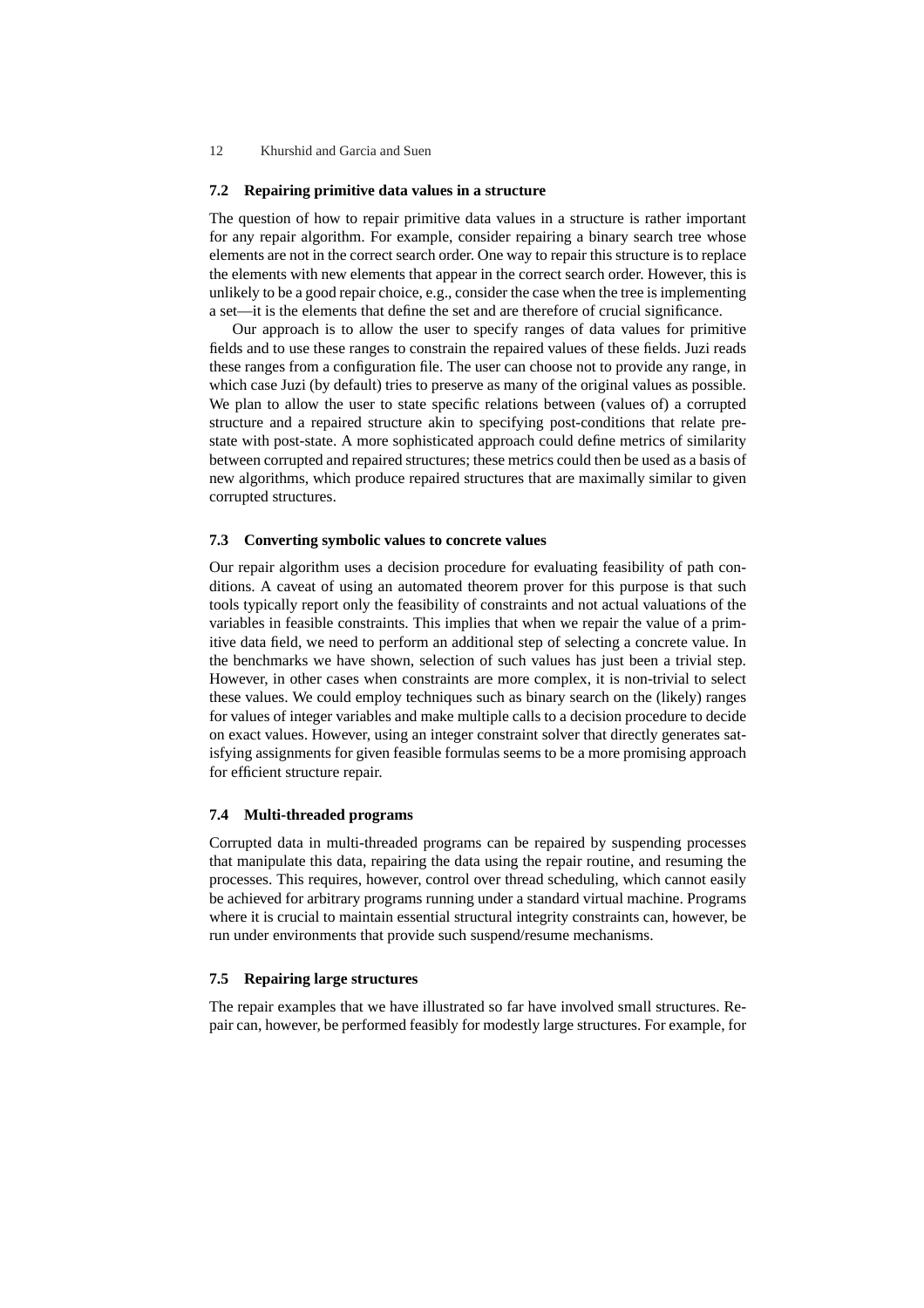### 7.2 Repairing primitive data values in a structure

The question of how to repair primitive data values in a structure is rather important for any repair algorithm. For example, consider repairing a binary search tree whose elements are not in the correct search order. One way to repair this structure is to replace the elements with new elements that appear in the correct search order. However, this is unlikely to be a good repair choice, e.g., consider the case when the tree is implementing a set—it is the elements that define the set and are therefore of crucial significance.

Our approach is to allow the user to specify ranges of data values for primitive fields and to use these ranges to constrain the repaired values of these fields. Juzi reads these ranges from a configuration file. The user can choose not to provide any range, in which case Juzi (by default) tries to preserve as many of the original values as possible. We plan to allow the user to state specific relations between (values of) a corrupted structure and a repaired structure akin to specifying post-conditions that relate pre-state with post-state. A more sophisticated approach could define metrics of similarity between corrupted and repaired structures; these metrics could then be used as a basis of new algorithms, which produce repaired structures that are maximally similar to given corrupted structures.

### 7.3 Converting symbolic values to concrete values

Our repair algorithm uses a decision procedure for evaluating feasibility of path conditions. A caveat of using an automated theorem prover for this purpose is that such tools typically report only the feasibility of constraints and not actual valuations of the variables in feasible constraints. This implies that when we repair the value of a primitive data field, we need to perform an additional step of selecting a concrete value. In the benchmarks we have shown, selection of such values has just been a trivial step. However, in other cases when constraints are more complex, it is non-trivial to select these values. We could employ techniques such as binary search on the (likely) ranges for values of integer variables and make multiple calls to a decision procedure to decide on exact values. However, using an integer constraint solver that directly generates satisfying assignments for given feasible formulas seems to be a more promising approach for efficient structure repair.

### 7.4 Multi-threaded programs

Corrupted data in multi-threaded programs can be repaired by suspending processes that manipulate this data, repairing the data using the repair routine, and resuming the processes. This requires, however, control over thread scheduling, which cannot easily be achieved for arbitrary programs running under a standard virtual machine. Programs where it is crucial to maintain essential structural integrity constraints can, however, be run under environments that provide such suspend/resume mechanisms.

### 7.5 Repairing large structures

The repair examples that we have illustrated so far have involved small structures. Repair can, however, be performed feasibly for modestly large structures. For example, for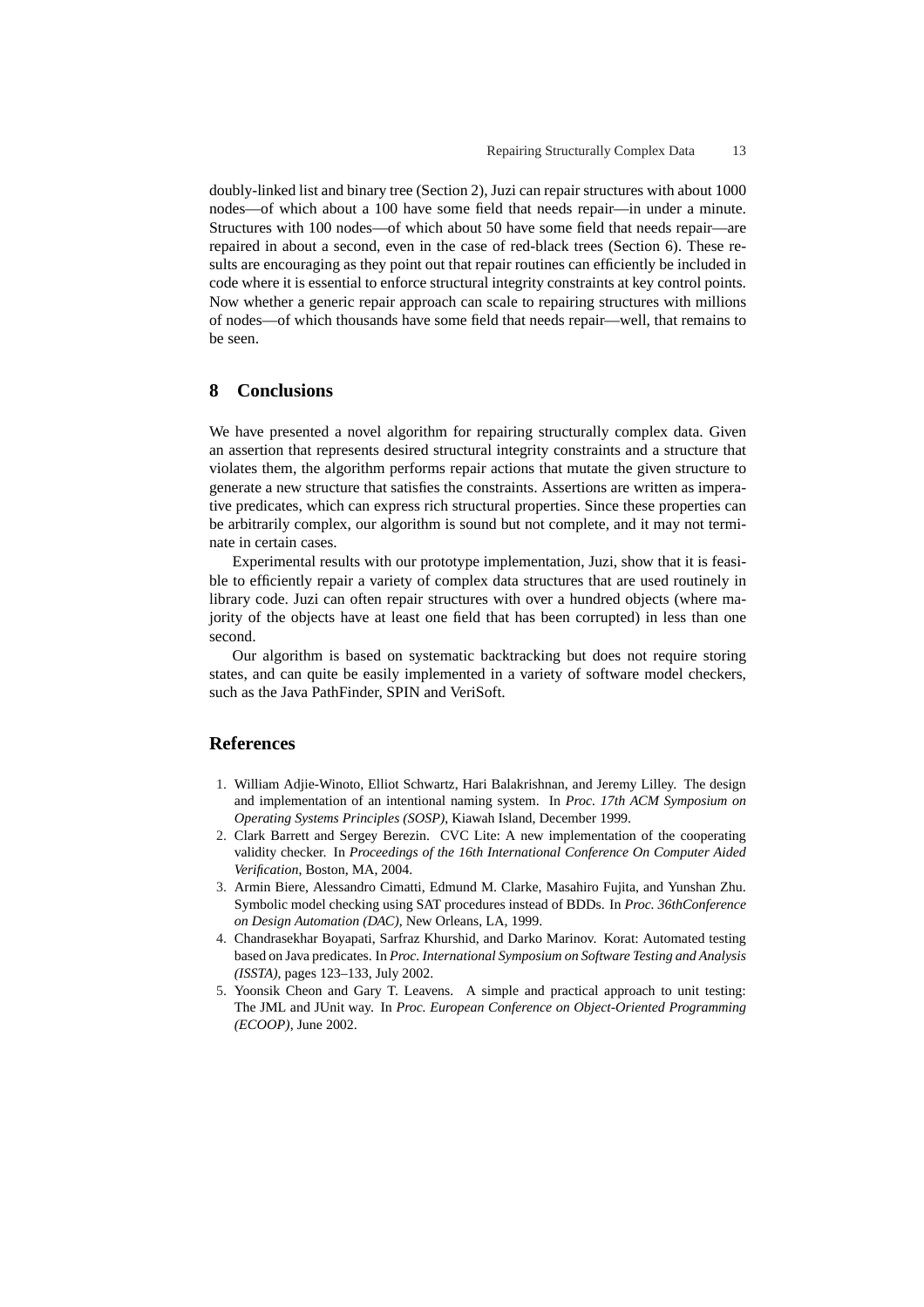doubly-linked list and binary tree (Section 2), Juzi can repair structures with about 1000 nodes—of which about a 100 have some field that needs repair—in under a minute. Structures with 100 nodes—of which about 50 have some field that needs repair—are repaired in about a second, even in the case of red-black trees (Section 6). These results are encouraging as they point out that repair routines can efficiently be included in code where it is essential to enforce structural integrity constraints at key control points. Now whether a generic repair approach can scale to repairing structures with millions of nodes—of which thousands have some field that needs repair—well, that remains to be seen.

## 8 Conclusions

We have presented a novel algorithm for repairing structurally complex data. Given an assertion that represents desired structural integrity constraints and a structure that violates them, the algorithm performs repair actions that mutate the given structure to generate a new structure that satisfies the constraints. Assertions are written as imperative predicates, which can express rich structural properties. Since these properties can be arbitrarily complex, our algorithm is sound but not complete, and it may not terminate in certain cases.

Experimental results with our prototype implementation, Juzi, show that it is feasible to efficiently repair a variety of complex data structures that are used routinely in library code. Juzi can often repair structures with over a hundred objects (where majority of the objects have at least one field that has been corrupted) in less than one second.

Our algorithm is based on systematic backtracking but does not require storing states, and can quite be easily implemented in a variety of software model checkers, such as the Java PathFinder, SPIN and VeriSoft.

## References

1. William Adjie-Winoto, Elliot Schwartz, Hari Balakrishnan, and Jeremy Lilley. The design and implementation of an intentional naming system. In *Proc. 17th ACM Symposium on Operating Systems Principles (SOSP)*, Kiawah Island, December 1999.
2. Clark Barrett and Sergey Berezin. CVC Lite: A new implementation of the cooperating validity checker. In *Proceedings of the 16th International Conference On Computer Aided Verification*, Boston, MA, 2004.
3. Armin Biere, Alessandro Cimatti, Edmund M. Clarke, Masahiro Fujita, and Yunshan Zhu. Symbolic model checking using SAT procedures instead of BDDs. In *Proc. 36thConference on Design Automation (DAC)*, New Orleans, LA, 1999.
4. Chandrasekhar Boyapati, Sarfraz Khurshid, and Darko Marinov. Korat: Automated testing based on Java predicates. In *Proc. International Symposium on Software Testing and Analysis (ISSTA)*, pages 123–133, July 2002.
5. Yoonsik Cheon and Gary T. Leavens. A simple and practical approach to unit testing: The JML and JUnit way. In *Proc. European Conference on Object-Oriented Programming (ECOOP)*, June 2002.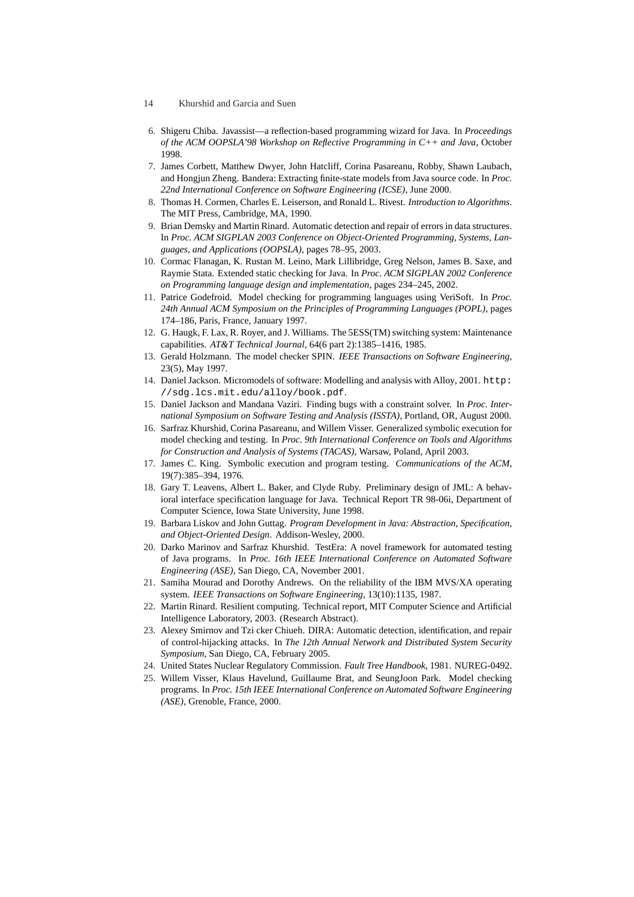6. Shigeru Chiba. Javassist—a reflection-based programming wizard for Java. In *Proceedings of the ACM OOPSLA'98 Workshop on Reflective Programming in C++ and Java*, October 1998.
7. James Corbett, Matthew Dwyer, John Hatcliff, Corina Pasareanu, Robby, Shawn Laubach, and Hongjun Zheng. Bandera: Extracting finite-state models from Java source code. In *Proc. 22nd International Conference on Software Engineering (ICSE)*, June 2000.
8. Thomas H. Cormen, Charles E. Leiserson, and Ronald L. Rivest. *Introduction to Algorithms*. The MIT Press, Cambridge, MA, 1990.
9. Brian Demsky and Martin Rinard. Automatic detection and repair of errors in data structures. In *Proc. ACM SIGPLAN 2003 Conference on Object-Oriented Programming, Systems, Languages, and Applications (OOPSLA)*, pages 78–95, 2003.
10. Cormac Flanagan, K. Rustan M. Leino, Mark Lillibridge, Greg Nelson, James B. Saxe, and Raymie Stata. Extended static checking for Java. In *Proc. ACM SIGPLAN 2002 Conference on Programming language design and implementation*, pages 234–245, 2002.
11. Patrice Godefroid. Model checking for programming languages using VeriSoft. In *Proc. 24th Annual ACM Symposium on the Principles of Programming Languages (POPL)*, pages 174–186, Paris, France, January 1997.
12. G. Haugk, F. Lax, R. Royer, and J. Williams. The 5ESS(TM) switching system: Maintenance capabilities. *AT&T Technical Journal*, 64(6 part 2):1385–1416, 1985.
13. Gerald Holzmann. The model checker SPIN. *IEEE Transactions on Software Engineering*, 23(5), May 1997.
14. Daniel Jackson. Micromodels of software: Modelling and analysis with Alloy, 2001. `http://sdg.lcs.mit.edu/alloy/book.pdf`.
15. Daniel Jackson and Mandana Vaziri. Finding bugs with a constraint solver. In *Proc. International Symposium on Software Testing and Analysis (ISSTA)*, Portland, OR, August 2000.
16. Sarfraz Khurshid, Corina Pasareanu, and Willem Visser. Generalized symbolic execution for model checking and testing. In *Proc. 9th International Conference on Tools and Algorithms for Construction and Analysis of Systems (TACAS)*, Warsaw, Poland, April 2003.
17. James C. King. Symbolic execution and program testing. *Communications of the ACM*, 19(7):385–394, 1976.
18. Gary T. Leavens, Albert L. Baker, and Clyde Ruby. Preliminary design of JML: A behavioral interface specification language for Java. Technical Report TR 98-06i, Department of Computer Science, Iowa State University, June 1998.
19. Barbara Liskov and John Guttag. *Program Development in Java: Abstraction, Specification, and Object-Oriented Design*. Addison-Wesley, 2000.
20. Darko Marinov and Sarfraz Khurshid. TestEra: A novel framework for automated testing of Java programs. In *Proc. 16th IEEE International Conference on Automated Software Engineering (ASE)*, San Diego, CA, November 2001.
21. Samiha Mourad and Dorothy Andrews. On the reliability of the IBM MVS/XA operating system. *IEEE Transactions on Software Engineering*, 13(10):1135, 1987.
22. Martin Rinard. Resilient computing. Technical report, MIT Computer Science and Artificial Intelligence Laboratory, 2003. (Research Abstract).
23. Alexey Smirnov and Tzi cker Chiueh. DIRA: Automatic detection, identification, and repair of control-hijacking attacks. In *The 12th Annual Network and Distributed System Security Symposium*, San Diego, CA, February 2005.
24. United States Nuclear Regulatory Commission. *Fault Tree Handbook*, 1981. NUREG-0492.
25. Willem Visser, Klaus Havelund, Guillaume Brat, and SeungJoon Park. Model checking programs. In *Proc. 15th IEEE International Conference on Automated Software Engineering (ASE)*, Grenoble, France, 2000.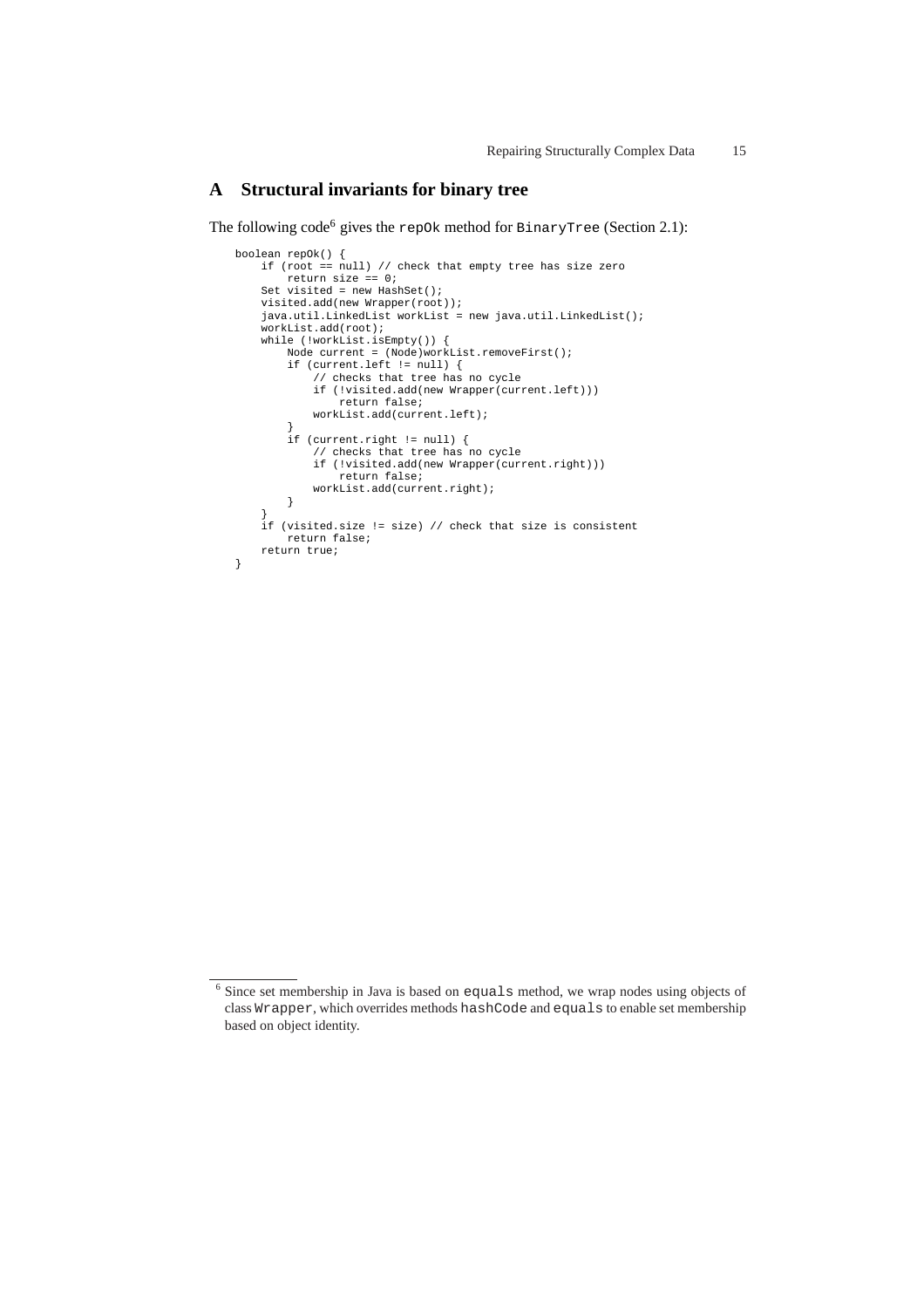## A Structural invariants for binary tree

The following code[6] gives the `repOk` method for `BinaryTree` (Section 2.1):

```
boolean repOk() {
    if (root == null) // check that empty tree has size zero
        return size == 0;
    Set visited = new HashSet();
    visited.add(new Wrapper(root));
    java.util.LinkedList workList = new java.util.LinkedList();
    workList.add(root);
    while (!workList.isEmpty()) {
        Node current = (Node)workList.removeFirst();
        if (current.left != null) {
            // checks that tree has no cycle
            if (!visited.add(new Wrapper(current.left)))
                return false;
            workList.add(current.left);
        }
        if (current.right != null) {
            // checks that tree has no cycle
            if (!visited.add(new Wrapper(current.right)))
                return false;
            workList.add(current.right);
        }
    }
    if (visited.size != size) // check that size is consistent
        return false;
    return true;
}
```

[6] Since set membership in Java is based on `equals` method, we wrap nodes using objects of class `Wrapper`, which overrides methods `hashCode` and `equals` to enable set membership based on object identity.